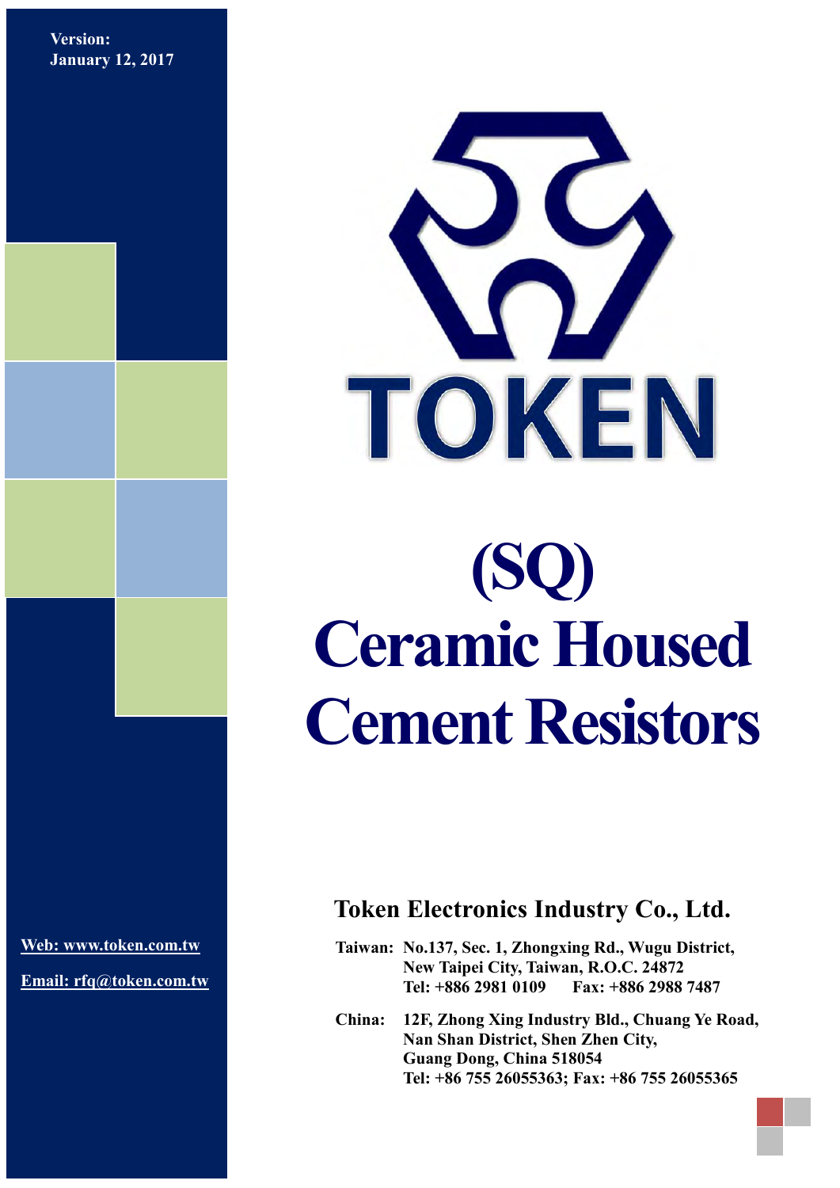Version:
January 12, 2017

TOKEN

# (SQ) Ceramic Housed Cement Resistors

## Token Electronics Industry Co., Ltd.

Web: www.token.com.tw

Email: rfq@token.com.tw

**Taiwan:** No.137, Sec. 1, Zhongxing Rd., Wugu District,
New Taipei City, Taiwan, R.O.C. 24872
Tel: +886 2981 0109 Fax: +886 2988 7487

**China:** 12F, Zhong Xing Industry Bld., Chuang Ye Road,
Nan Shan District, Shen Zhen City,
Guang Dong, China 518054
Tel: +86 755 26055363; Fax: +86 755 26055365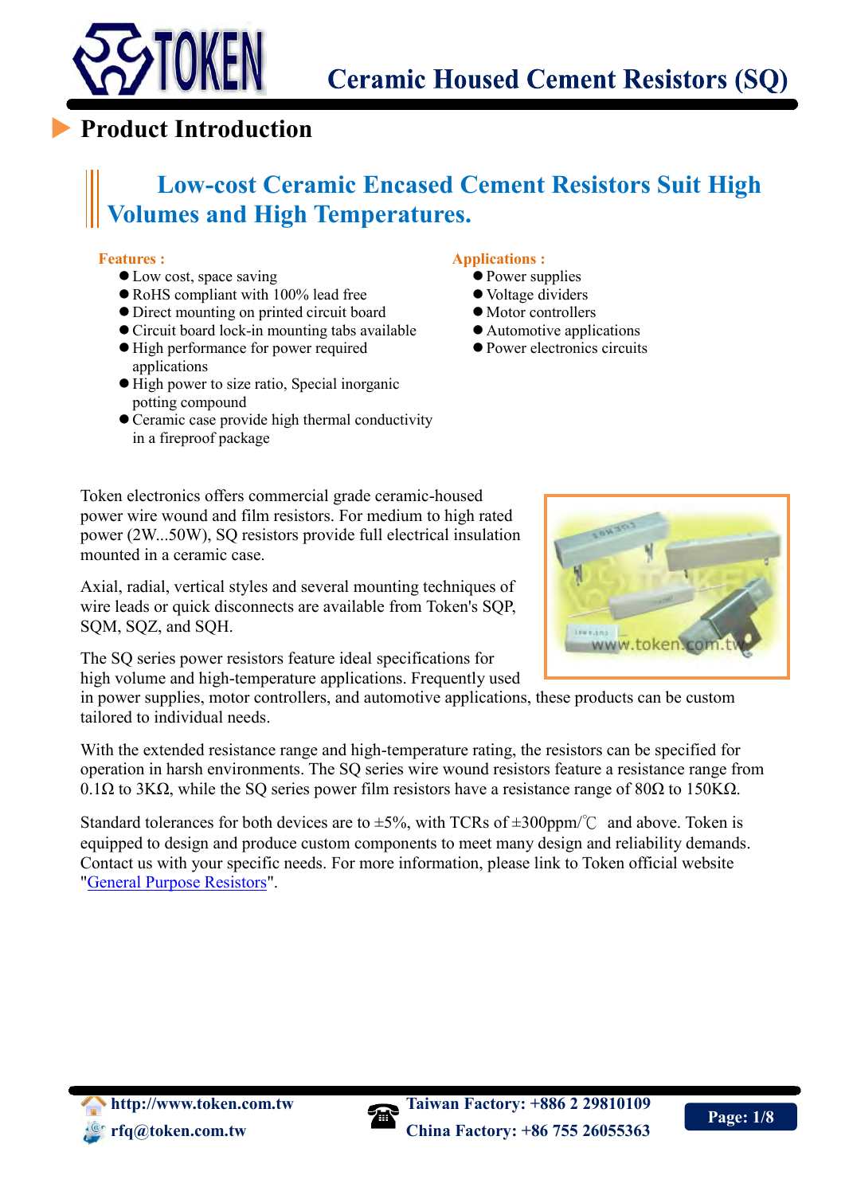# Ceramic Housed Cement Resistors (SQ)

## Product Introduction

### Low-cost Ceramic Encased Cement Resistors Suit High Volumes and High Temperatures.

**Features :**

- Low cost, space saving
- RoHS compliant with 100% lead free
- Direct mounting on printed circuit board
- Circuit board lock-in mounting tabs available
- High performance for power required applications
- High power to size ratio, Special inorganic potting compound
- Ceramic case provide high thermal conductivity in a fireproof package

**Applications :**

- Power supplies
- Voltage dividers
- Motor controllers
- Automotive applications
- Power electronics circuits

Token electronics offers commercial grade ceramic-housed power wire wound and film resistors. For medium to high rated power (2W...50W), SQ resistors provide full electrical insulation mounted in a ceramic case.

Axial, radial, vertical styles and several mounting techniques of wire leads or quick disconnects are available from Token's SQP, SQM, SQZ, and SQH.

The SQ series power resistors feature ideal specifications for high volume and high-temperature applications. Frequently used in power supplies, motor controllers, and automotive applications, these products can be custom tailored to individual needs.

With the extended resistance range and high-temperature rating, the resistors can be specified for operation in harsh environments. The SQ series wire wound resistors feature a resistance range from 0.1Ω to 3KΩ, while the SQ series power film resistors have a resistance range of 80Ω to 150KΩ.

Standard tolerances for both devices are to ±5%, with TCRs of ±300ppm/℃ and above. Token is equipped to design and produce custom components to meet many design and reliability demands. Contact us with your specific needs. For more information, please link to Token official website "General Purpose Resistors".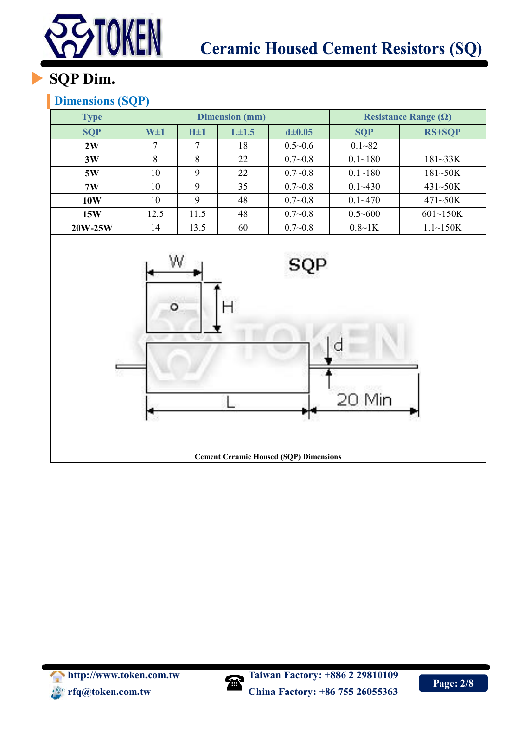# Ceramic Housed Cement Resistors (SQ)

## SQP Dim.

### Dimensions (SQP)

| Type | Dimension (mm) | | | | Resistance Range (Ω) | |
|---|---|---|---|---|---|---|
| SQP | W±1 | H±1 | L±1.5 | d±0.05 | SQP | RS+SQP |
| **2W** | 7 | 7 | 18 | 0.5~0.6 | 0.1~82 | |
| **3W** | 8 | 8 | 22 | 0.7~0.8 | 0.1~180 | 181~33K |
| **5W** | 10 | 9 | 22 | 0.7~0.8 | 0.1~180 | 181~50K |
| **7W** | 10 | 9 | 35 | 0.7~0.8 | 0.1~430 | 431~50K |
| **10W** | 10 | 9 | 48 | 0.7~0.8 | 0.1~470 | 471~50K |
| **15W** | 12.5 | 11.5 | 48 | 0.7~0.8 | 0.5~600 | 601~150K |
| **20W-25W** | 14 | 13.5 | 60 | 0.7~0.8 | 0.8~1K | 1.1~150K |

**Cement Ceramic Housed (SQP) Dimensions**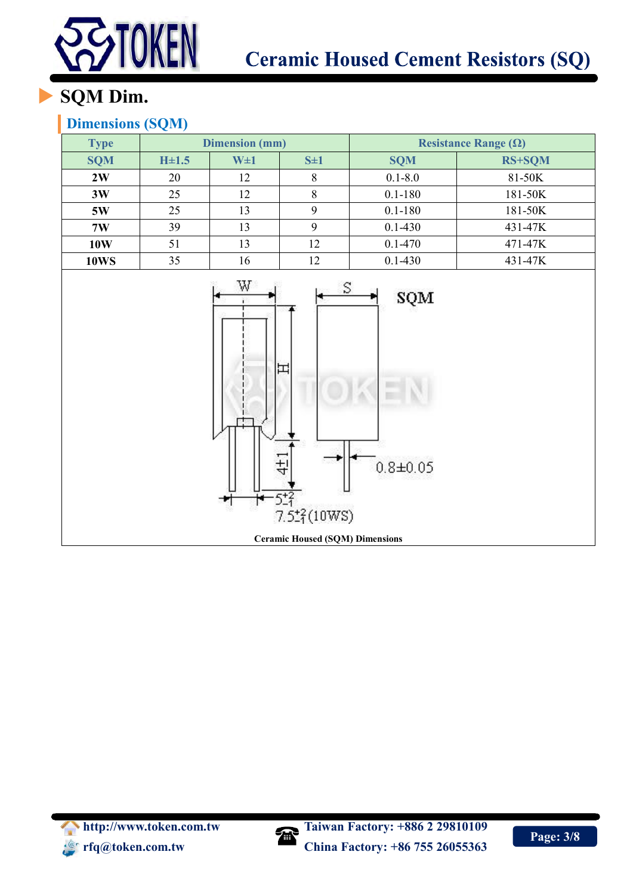## SQM Dim.

### Dimensions (SQM)

| Type | Dimension (mm) | | | Resistance Range (Ω) | |
|---|---|---|---|---|---|
| SQM | H±1.5 | W±1 | S±1 | SQM | RS+SQM |
| **2W** | 20 | 12 | 8 | 0.1-8.0 | 81-50K |
| **3W** | 25 | 12 | 8 | 0.1-180 | 181-50K |
| **5W** | 25 | 13 | 9 | 0.1-180 | 181-50K |
| **7W** | 39 | 13 | 9 | 0.1-430 | 431-47K |
| **10W** | 51 | 13 | 12 | 0.1-470 | 471-47K |
| **10WS** | 35 | 16 | 12 | 0.1-430 | 431-47K |

W S SQM H 4±1 0.8±0.05 $5^{+2}_{-1}$ $7.5^{+2}_{-1}$(10WS)

**Ceramic Housed (SQM) Dimensions**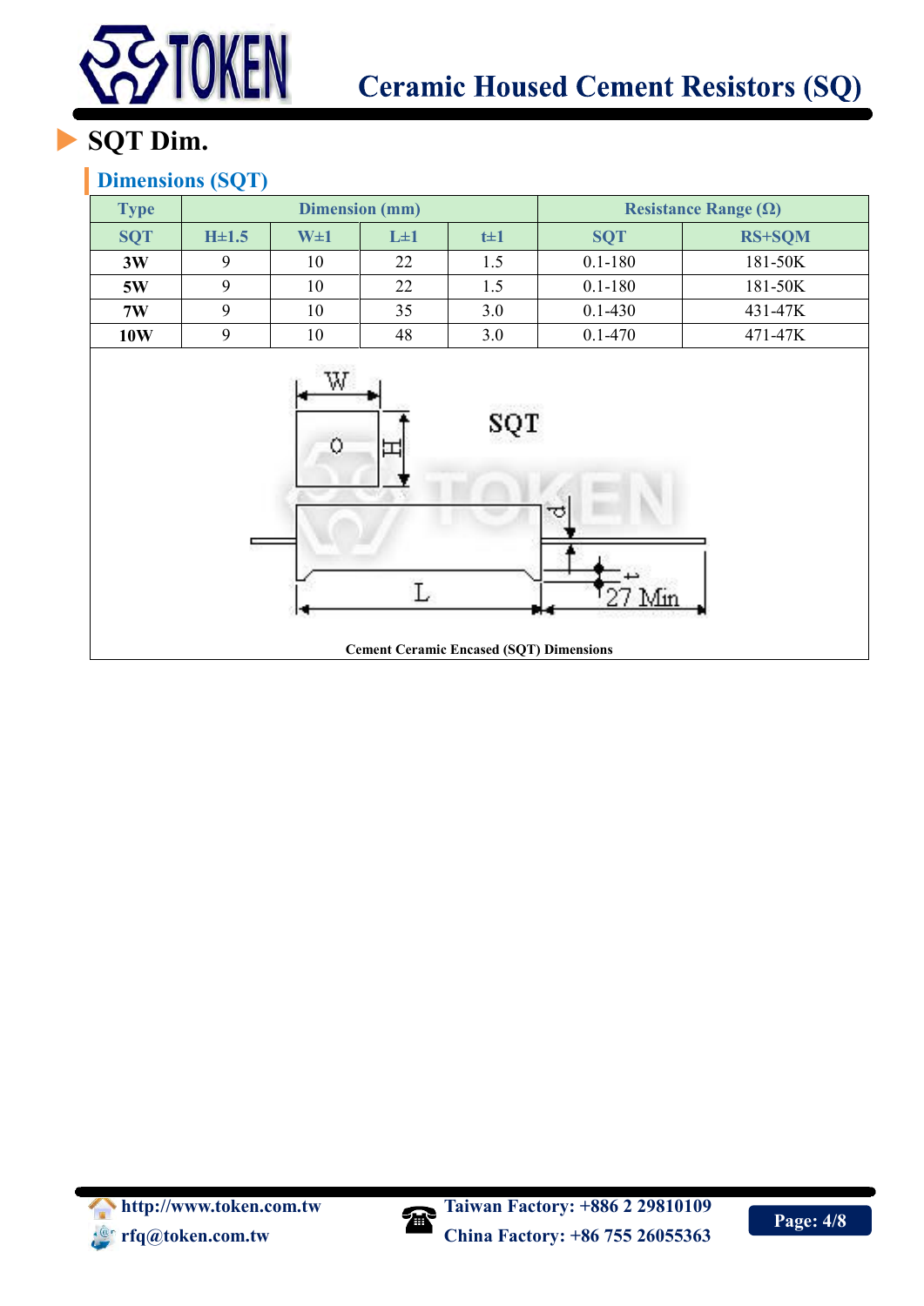# SQT Dim.

## Dimensions (SQT)

| Type | Dimension (mm) | | | | Resistance Range (Ω) | |
|---|---|---|---|---|---|---|
| SQT | H±1.5 | W±1 | L±1 | t±1 | SQT | RS+SQM |
| 3W | 9 | 10 | 22 | 1.5 | 0.1-180 | 181-50K |
| 5W | 9 | 10 | 22 | 1.5 | 0.1-180 | 181-50K |
| 7W | 9 | 10 | 35 | 3.0 | 0.1-430 | 431-47K |
| 10W | 9 | 10 | 48 | 3.0 | 0.1-470 | 471-47K |

Cement Ceramic Encased (SQT) Dimensions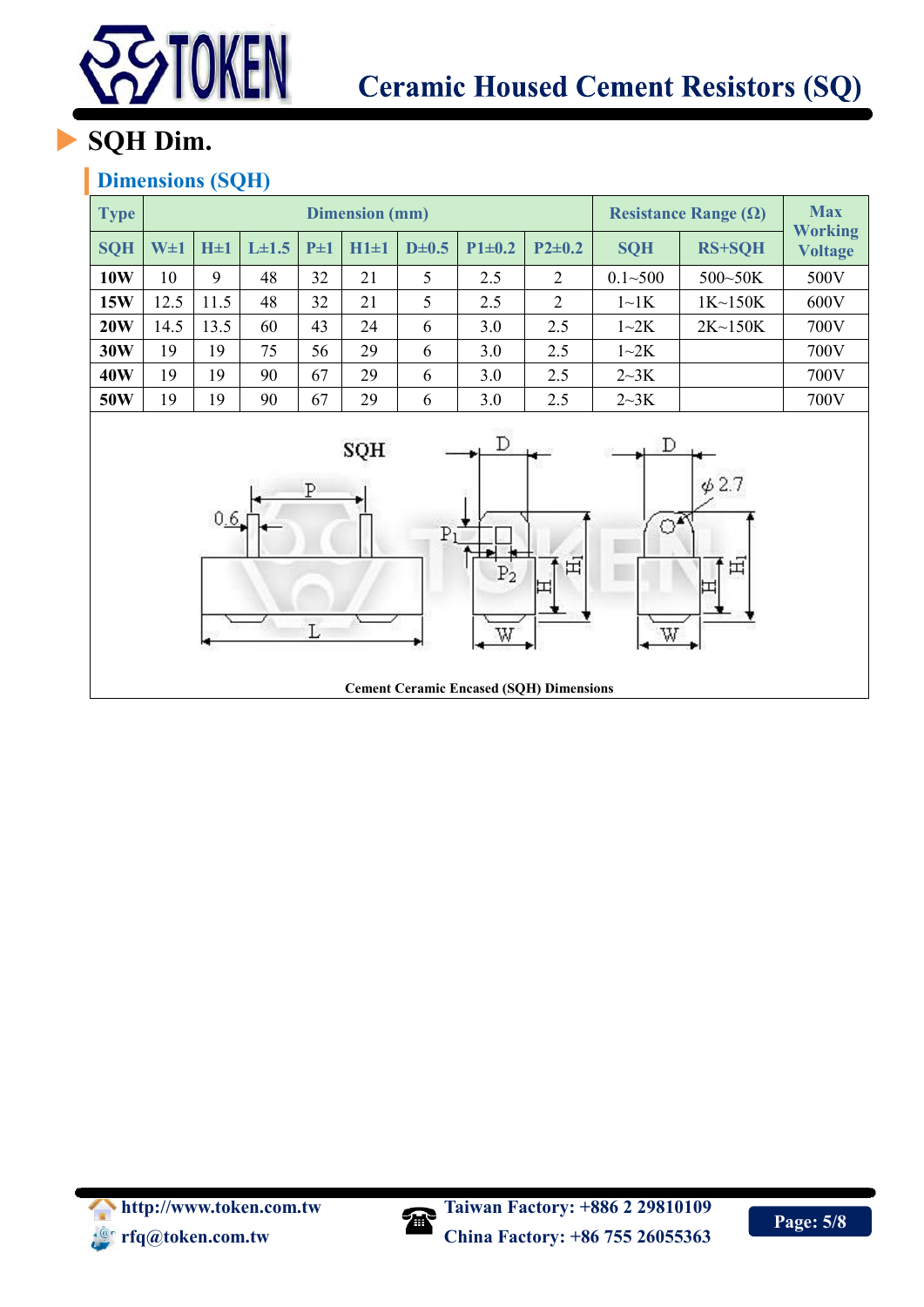# SQH Dim.

## Dimensions (SQH)

| Type | Dimension (mm) | | | | | | | | Resistance Range (Ω) | | Max Working Voltage |
|---|---|---|---|---|---|---|---|---|---|---|---|
| SQH | W±1 | H±1 | L±1.5 | P±1 | H1±1 | D±0.5 | P1±0.2 | P2±0.2 | SQH | RS+SQH | |
| **10W** | 10 | 9 | 48 | 32 | 21 | 5 | 2.5 | 2 | 0.1~500 | 500~50K | 500V |
| **15W** | 12.5 | 11.5 | 48 | 32 | 21 | 5 | 2.5 | 2 | 1~1K | 1K~150K | 600V |
| **20W** | 14.5 | 13.5 | 60 | 43 | 24 | 6 | 3.0 | 2.5 | 1~2K | 2K~150K | 700V |
| **30W** | 19 | 19 | 75 | 56 | 29 | 6 | 3.0 | 2.5 | 1~2K | | 700V |
| **40W** | 19 | 19 | 90 | 67 | 29 | 6 | 3.0 | 2.5 | 2~3K | | 700V |
| **50W** | 19 | 19 | 90 | 67 | 29 | 6 | 3.0 | 2.5 | 2~3K | | 700V |

**Cement Ceramic Encased (SQH) Dimensions**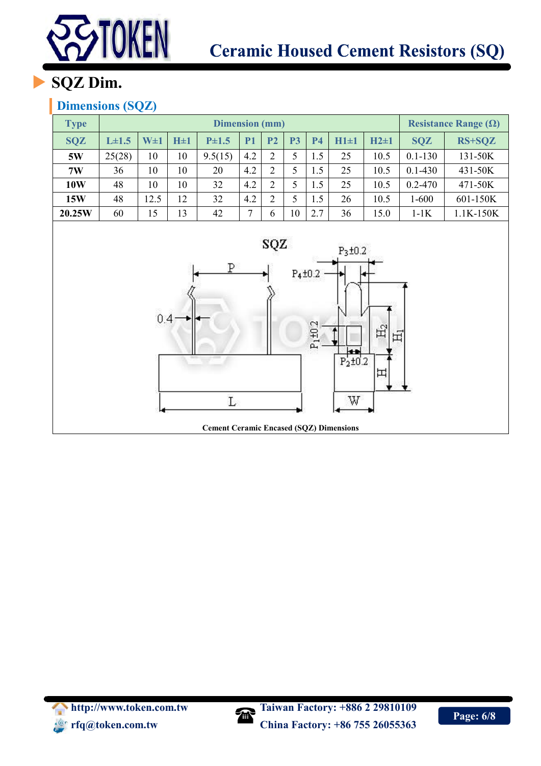# SQZ Dim.

## Dimensions (SQZ)

| Type | Dimension (mm) | | | | | | | | | | Resistance Range (Ω) | |
|---|---|---|---|---|---|---|---|---|---|---|---|---|
| SQZ | L±1.5 | W±1 | H±1 | P±1.5 | P1 | P2 | P3 | P4 | H1±1 | H2±1 | SQZ | RS+SQZ |
| 5W | 25(28) | 10 | 10 | 9.5(15) | 4.2 | 2 | 5 | 1.5 | 25 | 10.5 | 0.1-130 | 131-50K |
| 7W | 36 | 10 | 10 | 20 | 4.2 | 2 | 5 | 1.5 | 25 | 10.5 | 0.1-430 | 431-50K |
| 10W | 48 | 10 | 10 | 32 | 4.2 | 2 | 5 | 1.5 | 25 | 10.5 | 0.2-470 | 471-50K |
| 15W | 48 | 12.5 | 12 | 32 | 4.2 | 2 | 5 | 1.5 | 26 | 10.5 | 1-600 | 601-150K |
| 20.25W | 60 | 15 | 13 | 42 | 7 | 6 | 10 | 2.7 | 36 | 15.0 | 1-1K | 1.1K-150K |

Cement Ceramic Encased (SQZ) Dimensions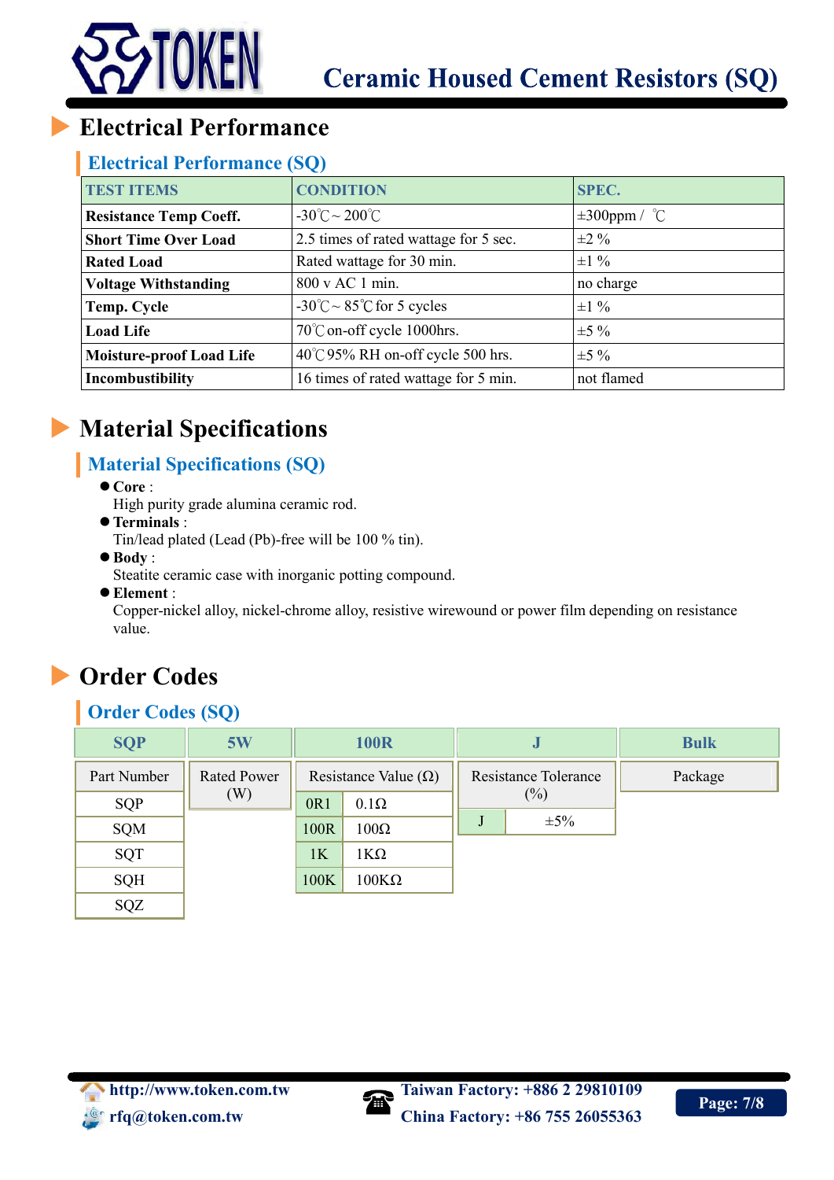# Ceramic Housed Cement Resistors (SQ)

## Electrical Performance

### Electrical Performance (SQ)

| TEST ITEMS | CONDITION | SPEC. |
|---|---|---|
| **Resistance Temp Coeff.** | -30℃ ~ 200℃ | ±300ppm / ℃ |
| **Short Time Over Load** | 2.5 times of rated wattage for 5 sec. | ±2 % |
| **Rated Load** | Rated wattage for 30 min. | ±1 % |
| **Voltage Withstanding** | 800 v AC 1 min. | no charge |
| **Temp. Cycle** | -30℃ ~ 85℃ for 5 cycles | ±1 % |
| **Load Life** | 70℃ on-off cycle 1000hrs. | ±5 % |
| **Moisture-proof Load Life** | 40℃ 95% RH on-off cycle 500 hrs. | ±5 % |
| **Incombustibility** | 16 times of rated wattage for 5 min. | not flamed |

## Material Specifications

### Material Specifications (SQ)

- **Core** :
  High purity grade alumina ceramic rod.
- **Terminals** :
  Tin/lead plated (Lead (Pb)-free will be 100 % tin).
- **Body** :
  Steatite ceramic case with inorganic potting compound.
- **Element** :
  Copper-nickel alloy, nickel-chrome alloy, resistive wirewound or power film depending on resistance value.

## Order Codes

### Order Codes (SQ)

| SQP | 5W | 100R | J | Bulk |
|---|---|---|---|---|
| Part Number | Rated Power (W) | Resistance Value (Ω) | Resistance Tolerance (%) | Package |

| Part Number |
|---|
| SQP |
| SQM |
| SQT |
| SQH |
| SQZ |

| Code | Resistance Value (Ω) |
|---|---|
| 0R1 | 0.1Ω |
| 100R | 100Ω |
| 1K | 1KΩ |
| 100K | 100KΩ |

| Code | Resistance Tolerance (%) |
|---|---|
| J | ±5% |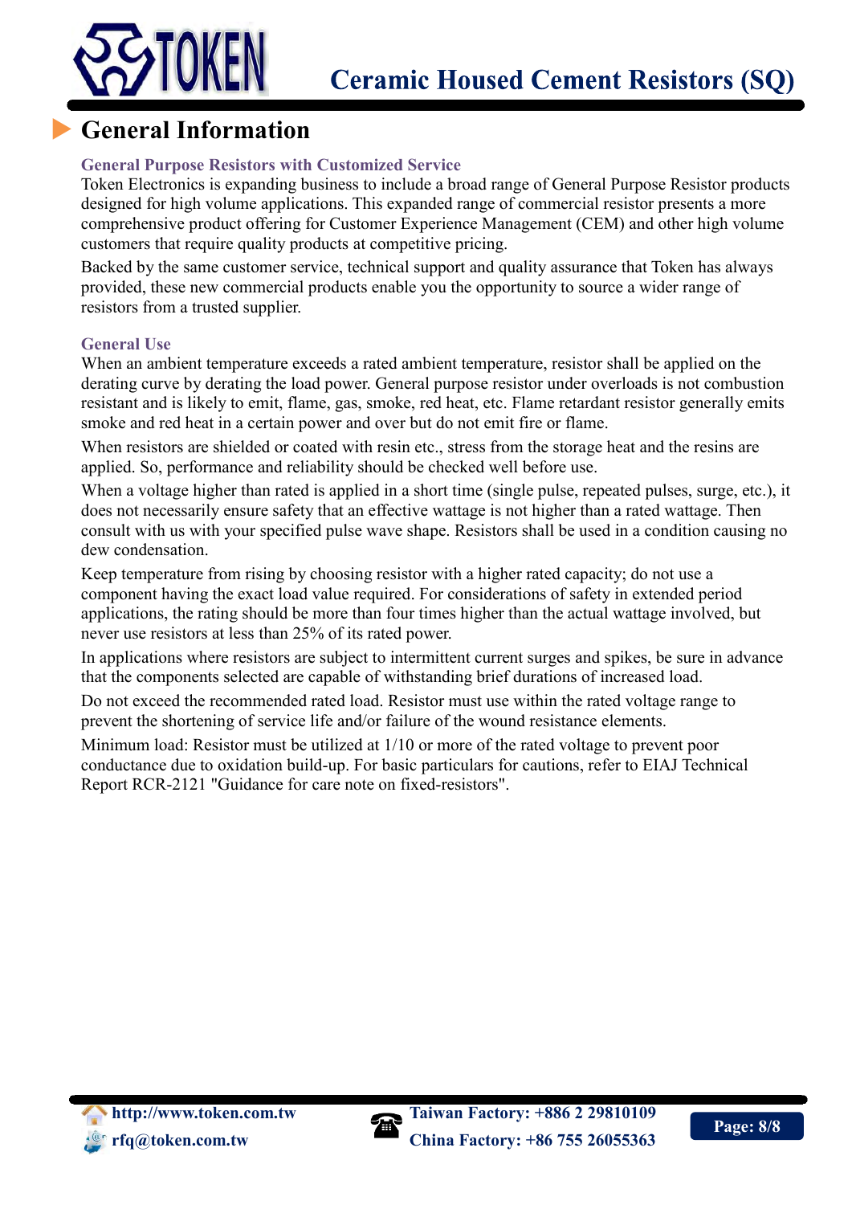# General Information

### General Purpose Resistors with Customized Service

Token Electronics is expanding business to include a broad range of General Purpose Resistor products designed for high volume applications. This expanded range of commercial resistor presents a more comprehensive product offering for Customer Experience Management (CEM) and other high volume customers that require quality products at competitive pricing.

Backed by the same customer service, technical support and quality assurance that Token has always provided, these new commercial products enable you the opportunity to source a wider range of resistors from a trusted supplier.

### General Use

When an ambient temperature exceeds a rated ambient temperature, resistor shall be applied on the derating curve by derating the load power. General purpose resistor under overloads is not combustion resistant and is likely to emit, flame, gas, smoke, red heat, etc. Flame retardant resistor generally emits smoke and red heat in a certain power and over but do not emit fire or flame.

When resistors are shielded or coated with resin etc., stress from the storage heat and the resins are applied. So, performance and reliability should be checked well before use.

When a voltage higher than rated is applied in a short time (single pulse, repeated pulses, surge, etc.), it does not necessarily ensure safety that an effective wattage is not higher than a rated wattage. Then consult with us with your specified pulse wave shape. Resistors shall be used in a condition causing no dew condensation.

Keep temperature from rising by choosing resistor with a higher rated capacity; do not use a component having the exact load value required. For considerations of safety in extended period applications, the rating should be more than four times higher than the actual wattage involved, but never use resistors at less than 25% of its rated power.

In applications where resistors are subject to intermittent current surges and spikes, be sure in advance that the components selected are capable of withstanding brief durations of increased load.

Do not exceed the recommended rated load. Resistor must use within the rated voltage range to prevent the shortening of service life and/or failure of the wound resistance elements.

Minimum load: Resistor must be utilized at 1/10 or more of the rated voltage to prevent poor conductance due to oxidation build-up. For basic particulars for cautions, refer to EIAJ Technical Report RCR-2121 "Guidance for care note on fixed-resistors".